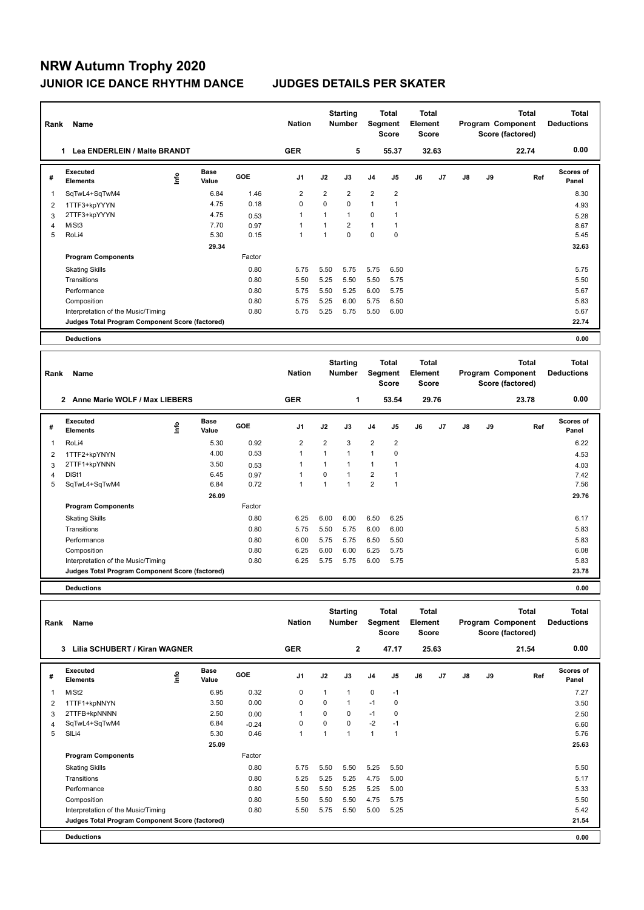# NRW Autumn Trophy 2020

## JUNIOR ICE DANCE RHYTHM DANCE JUDGES DETAILS PER SKATER

| Rank | Name | Nation | Starting Number | Total Segment Score | Total Element Score | Total Program Component Score (factored) | Total Deductions |
|---|---|---|---|---|---|---|---|
| 1 | Lea ENDERLEIN / Malte BRANDT | GER | 5 | 55.37 | 32.63 | 22.74 | 0.00 |

| # | Executed Elements | Info | Base Value | GOE | J1 | J2 | J3 | J4 | J5 | J6 | J7 | J8 | J9 | Ref | Scores of Panel |
|---|---|---|---|---|---|---|---|---|---|---|---|---|---|---|---|
| 1 | SqTwL4+SqTwM4 | | 6.84 | 1.46 | 2 | 2 | 2 | 2 | 2 | | | | | | 8.30 |
| 2 | 1TTF3+kpYYYN | | 4.75 | 0.18 | 0 | 0 | 0 | 1 | 1 | | | | | | 4.93 |
| 3 | 2TTF3+kpYYYN | | 4.75 | 0.53 | 1 | 1 | 1 | 0 | 1 | | | | | | 5.28 |
| 4 | MiSt3 | | 7.70 | 0.97 | 1 | 1 | 2 | 1 | 1 | | | | | | 8.67 |
| 5 | RoLi4 | | 5.30 | 0.15 | 1 | 1 | 0 | 0 | 0 | | | | | | 5.45 |
| | | | 29.34 | | | | | | | | | | | | 32.63 |

| Program Components | Factor | J1 | J2 | J3 | J4 | J5 | J6 | J7 | J8 | J9 | Scores of Panel |
|---|---|---|---|---|---|---|---|---|---|---|---|
| Skating Skills | 0.80 | 5.75 | 5.50 | 5.75 | 5.75 | 6.50 | | | | | 5.75 |
| Transitions | 0.80 | 5.50 | 5.25 | 5.50 | 5.50 | 5.75 | | | | | 5.50 |
| Performance | 0.80 | 5.75 | 5.50 | 5.25 | 6.00 | 5.75 | | | | | 5.67 |
| Composition | 0.80 | 5.75 | 5.25 | 6.00 | 5.75 | 6.50 | | | | | 5.83 |
| Interpretation of the Music/Timing | 0.80 | 5.75 | 5.25 | 5.75 | 5.50 | 6.00 | | | | | 5.67 |
| Judges Total Program Component Score (factored) | | | | | | | | | | | 22.74 |

**Deductions** 0.00

| Rank | Name | Nation | Starting Number | Total Segment Score | Total Element Score | Total Program Component Score (factored) | Total Deductions |
|---|---|---|---|---|---|---|---|
| 2 | Anne Marie WOLF / Max LIEBERS | GER | 1 | 53.54 | 29.76 | 23.78 | 0.00 |

| # | Executed Elements | Info | Base Value | GOE | J1 | J2 | J3 | J4 | J5 | J6 | J7 | J8 | J9 | Ref | Scores of Panel |
|---|---|---|---|---|---|---|---|---|---|---|---|---|---|---|---|
| 1 | RoLi4 | | 5.30 | 0.92 | 2 | 2 | 3 | 2 | 2 | | | | | | 6.22 |
| 2 | 1TTF2+kpYNYN | | 4.00 | 0.53 | 1 | 1 | 1 | 1 | 0 | | | | | | 4.53 |
| 3 | 2TTF1+kpYNNN | | 3.50 | 0.53 | 1 | 1 | 1 | 1 | 1 | | | | | | 4.03 |
| 4 | DiSt1 | | 6.45 | 0.97 | 1 | 0 | 1 | 2 | 1 | | | | | | 7.42 |
| 5 | SqTwL4+SqTwM4 | | 6.84 | 0.72 | 1 | 1 | 1 | 2 | 1 | | | | | | 7.56 |
| | | | 26.09 | | | | | | | | | | | | 29.76 |

| Program Components | Factor | J1 | J2 | J3 | J4 | J5 | J6 | J7 | J8 | J9 | Scores of Panel |
|---|---|---|---|---|---|---|---|---|---|---|---|
| Skating Skills | 0.80 | 6.25 | 6.00 | 6.00 | 6.50 | 6.25 | | | | | 6.17 |
| Transitions | 0.80 | 5.75 | 5.50 | 5.75 | 6.00 | 6.00 | | | | | 5.83 |
| Performance | 0.80 | 6.00 | 5.75 | 5.75 | 6.50 | 5.50 | | | | | 5.83 |
| Composition | 0.80 | 6.25 | 6.00 | 6.00 | 6.25 | 5.75 | | | | | 6.08 |
| Interpretation of the Music/Timing | 0.80 | 6.25 | 5.75 | 5.75 | 6.00 | 5.75 | | | | | 5.83 |
| Judges Total Program Component Score (factored) | | | | | | | | | | | 23.78 |

**Deductions** 0.00

| Rank | Name | Nation | Starting Number | Total Segment Score | Total Element Score | Total Program Component Score (factored) | Total Deductions |
|---|---|---|---|---|---|---|---|
| 3 | Lilia SCHUBERT / Kiran WAGNER | GER | 2 | 47.17 | 25.63 | 21.54 | 0.00 |

| # | Executed Elements | Info | Base Value | GOE | J1 | J2 | J3 | J4 | J5 | J6 | J7 | J8 | J9 | Ref | Scores of Panel |
|---|---|---|---|---|---|---|---|---|---|---|---|---|---|---|---|
| 1 | MiSt2 | | 6.95 | 0.32 | 0 | 1 | 1 | 0 | -1 | | | | | | 7.27 |
| 2 | 1TTF1+kpNNYN | | 3.50 | 0.00 | 0 | 0 | 1 | -1 | 0 | | | | | | 3.50 |
| 3 | 2TTFB+kpNNNN | | 2.50 | 0.00 | 1 | 0 | 0 | -1 | 0 | | | | | | 2.50 |
| 4 | SqTwL4+SqTwM4 | | 6.84 | -0.24 | 0 | 0 | 0 | -2 | -1 | | | | | | 6.60 |
| 5 | SlLi4 | | 5.30 | 0.46 | 1 | 1 | 1 | 1 | 1 | | | | | | 5.76 |
| | | | 25.09 | | | | | | | | | | | | 25.63 |

| Program Components | Factor | J1 | J2 | J3 | J4 | J5 | J6 | J7 | J8 | J9 | Scores of Panel |
|---|---|---|---|---|---|---|---|---|---|---|---|
| Skating Skills | 0.80 | 5.75 | 5.50 | 5.50 | 5.25 | 5.50 | | | | | 5.50 |
| Transitions | 0.80 | 5.25 | 5.25 | 5.25 | 4.75 | 5.00 | | | | | 5.17 |
| Performance | 0.80 | 5.50 | 5.50 | 5.25 | 5.25 | 5.00 | | | | | 5.33 |
| Composition | 0.80 | 5.50 | 5.50 | 5.50 | 4.75 | 5.75 | | | | | 5.50 |
| Interpretation of the Music/Timing | 0.80 | 5.50 | 5.75 | 5.50 | 5.00 | 5.25 | | | | | 5.42 |
| Judges Total Program Component Score (factored) | | | | | | | | | | | 21.54 |

**Deductions** 0.00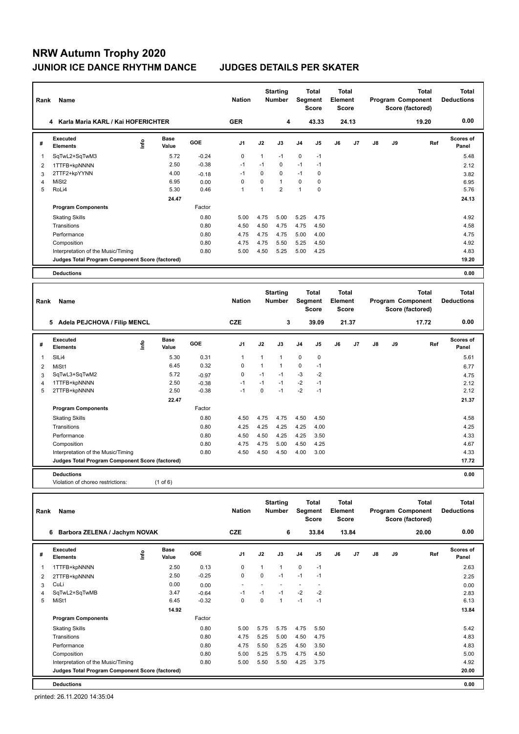# NRW Autumn Trophy 2020

## JUNIOR ICE DANCE RHYTHM DANCE — JUDGES DETAILS PER SKATER

| Rank | Name | Nation | Starting Number | Total Segment Score | Total Element Score | Total Program Component Score (factored) | Total Deductions |
|---|---|---|---|---|---|---|---|
| 4 | Karla Maria KARL / Kai HOFERICHTER | GER | 4 | 43.33 | 24.13 | 19.20 | 0.00 |

| # | Executed Elements | Info | Base Value | GOE | J1 | J2 | J3 | J4 | J5 | J6 | J7 | J8 | J9 | Ref | Scores of Panel |
|---|---|---|---|---|---|---|---|---|---|---|---|---|---|---|---|
| 1 | SqTwL2+SqTwM3 | | 5.72 | -0.24 | 0 | 1 | -1 | 0 | -1 | | | | | | 5.48 |
| 2 | 1TTFB+kpNNNN | | 2.50 | -0.38 | -1 | -1 | 0 | -1 | -1 | | | | | | 2.12 |
| 3 | 2TTF2+kpYYNN | | 4.00 | -0.18 | -1 | 0 | 0 | -1 | 0 | | | | | | 3.82 |
| 4 | MiSt2 | | 6.95 | 0.00 | 0 | 0 | 1 | 0 | 0 | | | | | | 6.95 |
| 5 | RoLi4 | | 5.30 | 0.46 | 1 | 1 | 2 | 1 | 0 | | | | | | 5.76 |
| | | | 24.47 | | | | | | | | | | | | 24.13 |

| Program Components | Factor | J1 | J2 | J3 | J4 | J5 | J6 | J7 | J8 | J9 | Scores of Panel |
|---|---|---|---|---|---|---|---|---|---|---|---|
| Skating Skills | 0.80 | 5.00 | 4.75 | 5.00 | 5.25 | 4.75 | | | | | 4.92 |
| Transitions | 0.80 | 4.50 | 4.50 | 4.75 | 4.75 | 4.50 | | | | | 4.58 |
| Performance | 0.80 | 4.75 | 4.75 | 4.75 | 5.00 | 4.00 | | | | | 4.75 |
| Composition | 0.80 | 4.75 | 4.75 | 5.50 | 5.25 | 4.50 | | | | | 4.92 |
| Interpretation of the Music/Timing | 0.80 | 5.00 | 4.50 | 5.25 | 5.00 | 4.25 | | | | | 4.83 |
| Judges Total Program Component Score (factored) | | | | | | | | | | | 19.20 |

**Deductions** 0.00

| Rank | Name | Nation | Starting Number | Total Segment Score | Total Element Score | Total Program Component Score (factored) | Total Deductions |
|---|---|---|---|---|---|---|---|
| 5 | Adela PEJCHOVA / Filip MENCL | CZE | 3 | 39.09 | 21.37 | 17.72 | 0.00 |

| # | Executed Elements | Info | Base Value | GOE | J1 | J2 | J3 | J4 | J5 | J6 | J7 | J8 | J9 | Ref | Scores of Panel |
|---|---|---|---|---|---|---|---|---|---|---|---|---|---|---|---|
| 1 | SlLi4 | | 5.30 | 0.31 | 1 | 1 | 1 | 0 | 0 | | | | | | 5.61 |
| 2 | MiSt1 | | 6.45 | 0.32 | 0 | 1 | 1 | 0 | -1 | | | | | | 6.77 |
| 3 | SqTwL3+SqTwM2 | | 5.72 | -0.97 | 0 | -1 | -1 | -3 | -2 | | | | | | 4.75 |
| 4 | 1TTFB+kpNNNN | | 2.50 | -0.38 | -1 | -1 | -1 | -2 | -1 | | | | | | 2.12 |
| 5 | 2TTFB+kpNNNN | | 2.50 | -0.38 | -1 | 0 | -1 | -2 | -1 | | | | | | 2.12 |
| | | | 22.47 | | | | | | | | | | | | 21.37 |

| Program Components | Factor | J1 | J2 | J3 | J4 | J5 | J6 | J7 | J8 | J9 | Scores of Panel |
|---|---|---|---|---|---|---|---|---|---|---|---|
| Skating Skills | 0.80 | 4.50 | 4.75 | 4.75 | 4.50 | 4.50 | | | | | 4.58 |
| Transitions | 0.80 | 4.25 | 4.25 | 4.25 | 4.25 | 4.00 | | | | | 4.25 |
| Performance | 0.80 | 4.50 | 4.50 | 4.25 | 4.25 | 3.50 | | | | | 4.33 |
| Composition | 0.80 | 4.75 | 4.75 | 5.00 | 4.50 | 4.25 | | | | | 4.67 |
| Interpretation of the Music/Timing | 0.80 | 4.50 | 4.50 | 4.50 | 4.00 | 3.00 | | | | | 4.33 |
| Judges Total Program Component Score (factored) | | | | | | | | | | | 17.72 |

**Deductions** 0.00

Violation of choreo restrictions: (1 of 6)

| Rank | Name | Nation | Starting Number | Total Segment Score | Total Element Score | Total Program Component Score (factored) | Total Deductions |
|---|---|---|---|---|---|---|---|
| 6 | Barbora ZELENA / Jachym NOVAK | CZE | 6 | 33.84 | 13.84 | 20.00 | 0.00 |

| # | Executed Elements | Info | Base Value | GOE | J1 | J2 | J3 | J4 | J5 | J6 | J7 | J8 | J9 | Ref | Scores of Panel |
|---|---|---|---|---|---|---|---|---|---|---|---|---|---|---|---|
| 1 | 1TTFB+kpNNNN | | 2.50 | 0.13 | 0 | 1 | 1 | 0 | -1 | | | | | | 2.63 |
| 2 | 2TTFB+kpNNNN | | 2.50 | -0.25 | 0 | 0 | -1 | -1 | -1 | | | | | | 2.25 |
| 3 | CuLi | | 0.00 | 0.00 | - | - | - | - | - | | | | | | 0.00 |
| 4 | SqTwL2+SqTwMB | | 3.47 | -0.64 | -1 | -1 | -1 | -2 | -2 | | | | | | 2.83 |
| 5 | MiSt1 | | 6.45 | -0.32 | 0 | 0 | 1 | -1 | -1 | | | | | | 6.13 |
| | | | 14.92 | | | | | | | | | | | | 13.84 |

| Program Components | Factor | J1 | J2 | J3 | J4 | J5 | J6 | J7 | J8 | J9 | Scores of Panel |
|---|---|---|---|---|---|---|---|---|---|---|---|
| Skating Skills | 0.80 | 5.00 | 5.75 | 5.75 | 4.75 | 5.50 | | | | | 5.42 |
| Transitions | 0.80 | 4.75 | 5.25 | 5.00 | 4.50 | 4.75 | | | | | 4.83 |
| Performance | 0.80 | 4.75 | 5.50 | 5.25 | 4.50 | 3.50 | | | | | 4.83 |
| Composition | 0.80 | 5.00 | 5.25 | 5.75 | 4.75 | 4.50 | | | | | 5.00 |
| Interpretation of the Music/Timing | 0.80 | 5.00 | 5.50 | 5.50 | 4.25 | 3.75 | | | | | 4.92 |
| Judges Total Program Component Score (factored) | | | | | | | | | | | 20.00 |

**Deductions** 0.00

printed: 26.11.2020 14:35:04